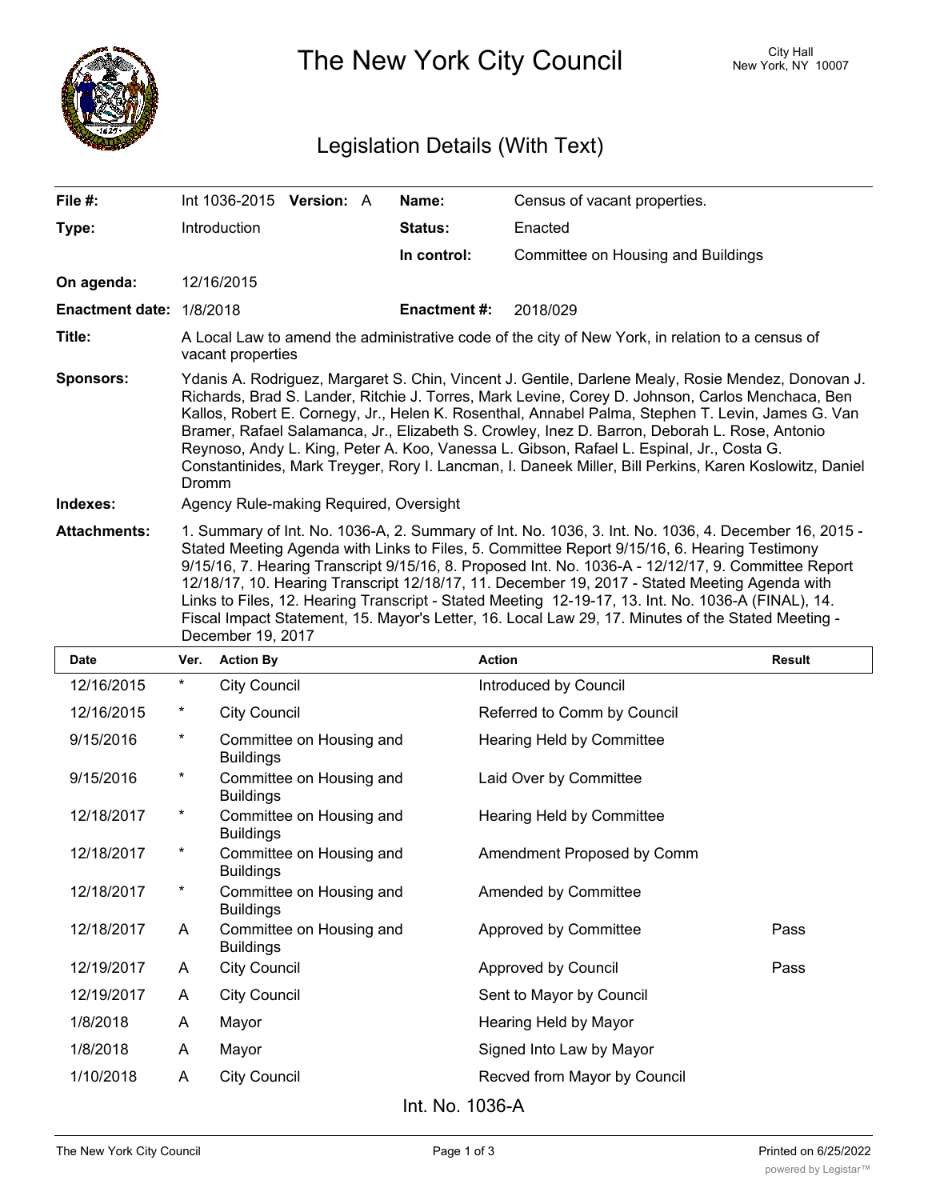# The New York City Council

City Hall
New York, NY 10007

## Legislation Details (With Text)

| | | | |
|---|---|---|---|
| **File #:** | Int 1036-2015 **Version:** A | **Name:** | Census of vacant properties. |
| **Type:** | Introduction | **Status:** | Enacted |
| | | **In control:** | Committee on Housing and Buildings |
| **On agenda:** | 12/16/2015 | | |
| **Enactment date:** | 1/8/2018 | **Enactment #:** | 2018/029 |

**Title:** A Local Law to amend the administrative code of the city of New York, in relation to a census of vacant properties

**Sponsors:** Ydanis A. Rodriguez, Margaret S. Chin, Vincent J. Gentile, Darlene Mealy, Rosie Mendez, Donovan J. Richards, Brad S. Lander, Ritchie J. Torres, Mark Levine, Corey D. Johnson, Carlos Menchaca, Ben Kallos, Robert E. Cornegy, Jr., Helen K. Rosenthal, Annabel Palma, Stephen T. Levin, James G. Van Bramer, Rafael Salamanca, Jr., Elizabeth S. Crowley, Inez D. Barron, Deborah L. Rose, Antonio Reynoso, Andy L. King, Peter A. Koo, Vanessa L. Gibson, Rafael L. Espinal, Jr., Costa G. Constantinides, Mark Treyger, Rory I. Lancman, I. Daneek Miller, Bill Perkins, Karen Koslowitz, Daniel Dromm

**Indexes:** Agency Rule-making Required, Oversight

**Attachments:** 1. Summary of Int. No. 1036-A, 2. Summary of Int. No. 1036, 3. Int. No. 1036, 4. December 16, 2015 - Stated Meeting Agenda with Links to Files, 5. Committee Report 9/15/16, 6. Hearing Testimony 9/15/16, 7. Hearing Transcript 9/15/16, 8. Proposed Int. No. 1036-A - 12/12/17, 9. Committee Report 12/18/17, 10. Hearing Transcript 12/18/17, 11. December 19, 2017 - Stated Meeting Agenda with Links to Files, 12. Hearing Transcript - Stated Meeting 12-19-17, 13. Int. No. 1036-A (FINAL), 14. Fiscal Impact Statement, 15. Mayor's Letter, 16. Local Law 29, 17. Minutes of the Stated Meeting - December 19, 2017

| Date | Ver. | Action By | Action | Result |
|---|---|---|---|---|
| 12/16/2015 | * | City Council | Introduced by Council | |
| 12/16/2015 | * | City Council | Referred to Comm by Council | |
| 9/15/2016 | * | Committee on Housing and Buildings | Hearing Held by Committee | |
| 9/15/2016 | * | Committee on Housing and Buildings | Laid Over by Committee | |
| 12/18/2017 | * | Committee on Housing and Buildings | Hearing Held by Committee | |
| 12/18/2017 | * | Committee on Housing and Buildings | Amendment Proposed by Comm | |
| 12/18/2017 | * | Committee on Housing and Buildings | Amended by Committee | |
| 12/18/2017 | A | Committee on Housing and Buildings | Approved by Committee | Pass |
| 12/19/2017 | A | City Council | Approved by Council | Pass |
| 12/19/2017 | A | City Council | Sent to Mayor by Council | |
| 1/8/2018 | A | Mayor | Hearing Held by Mayor | |
| 1/8/2018 | A | Mayor | Signed Into Law by Mayor | |
| 1/10/2018 | A | City Council | Recved from Mayor by Council | |

Int. No. 1036-A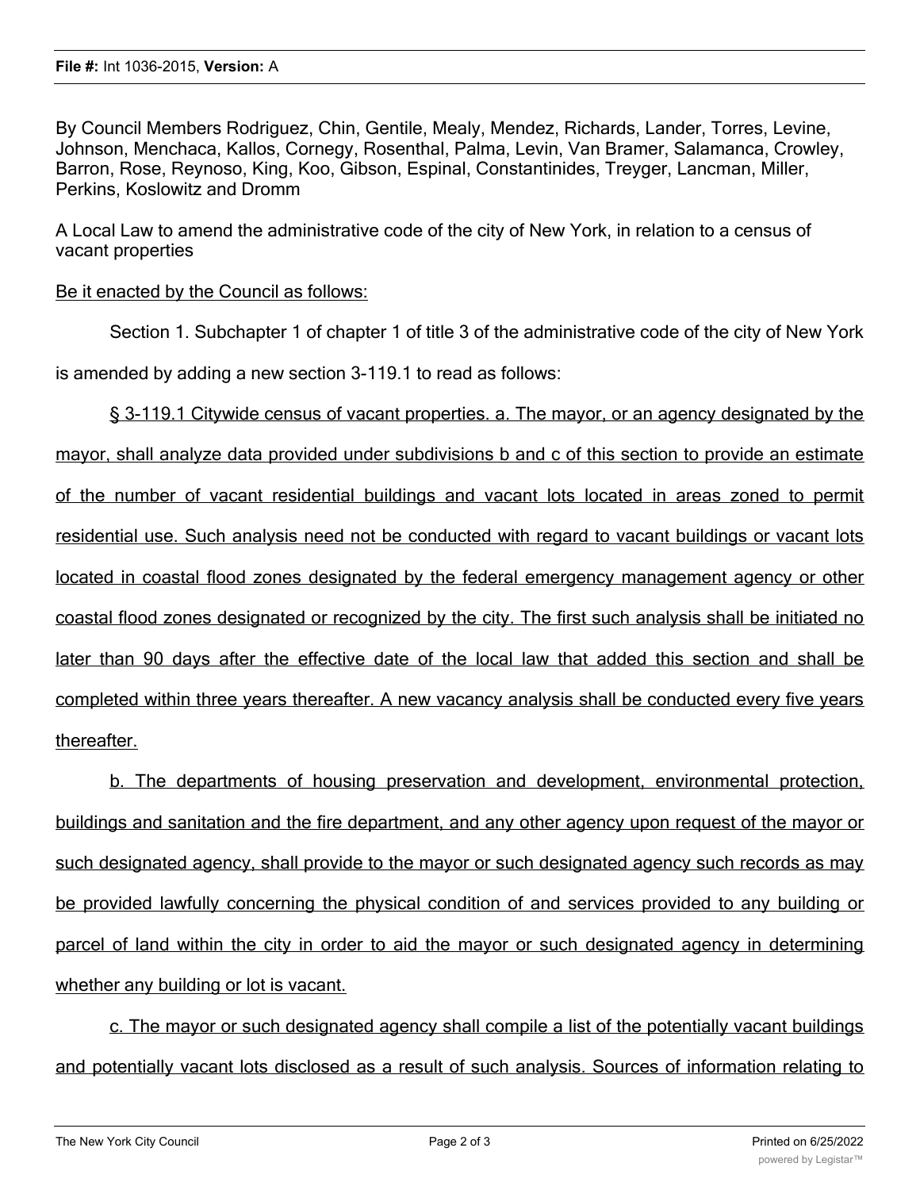By Council Members Rodriguez, Chin, Gentile, Mealy, Mendez, Richards, Lander, Torres, Levine, Johnson, Menchaca, Kallos, Cornegy, Rosenthal, Palma, Levin, Van Bramer, Salamanca, Crowley, Barron, Rose, Reynoso, King, Koo, Gibson, Espinal, Constantinides, Treyger, Lancman, Miller, Perkins, Koslowitz and Dromm

A Local Law to amend the administrative code of the city of New York, in relation to a census of vacant properties

Be it enacted by the Council as follows:

Section 1. Subchapter 1 of chapter 1 of title 3 of the administrative code of the city of New York is amended by adding a new section 3-119.1 to read as follows:

§ 3-119.1 Citywide census of vacant properties. a. The mayor, or an agency designated by the mayor, shall analyze data provided under subdivisions b and c of this section to provide an estimate of the number of vacant residential buildings and vacant lots located in areas zoned to permit residential use. Such analysis need not be conducted with regard to vacant buildings or vacant lots located in coastal flood zones designated by the federal emergency management agency or other coastal flood zones designated or recognized by the city. The first such analysis shall be initiated no later than 90 days after the effective date of the local law that added this section and shall be completed within three years thereafter. A new vacancy analysis shall be conducted every five years thereafter.

b. The departments of housing preservation and development, environmental protection, buildings and sanitation and the fire department, and any other agency upon request of the mayor or such designated agency, shall provide to the mayor or such designated agency such records as may be provided lawfully concerning the physical condition of and services provided to any building or parcel of land within the city in order to aid the mayor or such designated agency in determining whether any building or lot is vacant.

c. The mayor or such designated agency shall compile a list of the potentially vacant buildings and potentially vacant lots disclosed as a result of such analysis. Sources of information relating to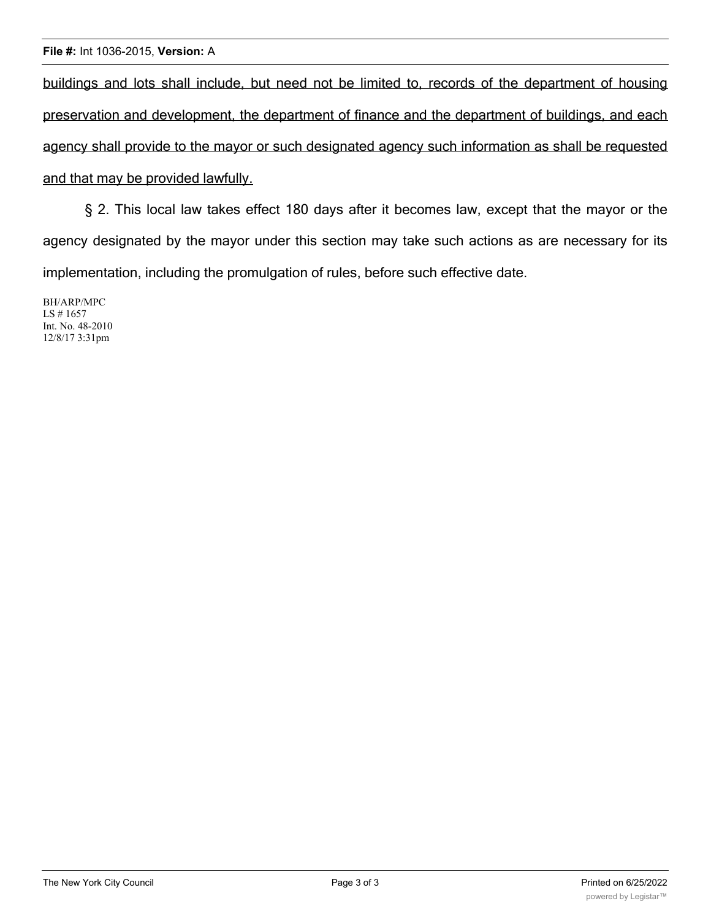buildings and lots shall include, but need not be limited to, records of the department of housing preservation and development, the department of finance and the department of buildings, and each agency shall provide to the mayor or such designated agency such information as shall be requested and that may be provided lawfully.

§ 2. This local law takes effect 180 days after it becomes law, except that the mayor or the agency designated by the mayor under this section may take such actions as are necessary for its implementation, including the promulgation of rules, before such effective date.

BH/ARP/MPC
LS # 1657
Int. No. 48-2010
12/8/17 3:31pm